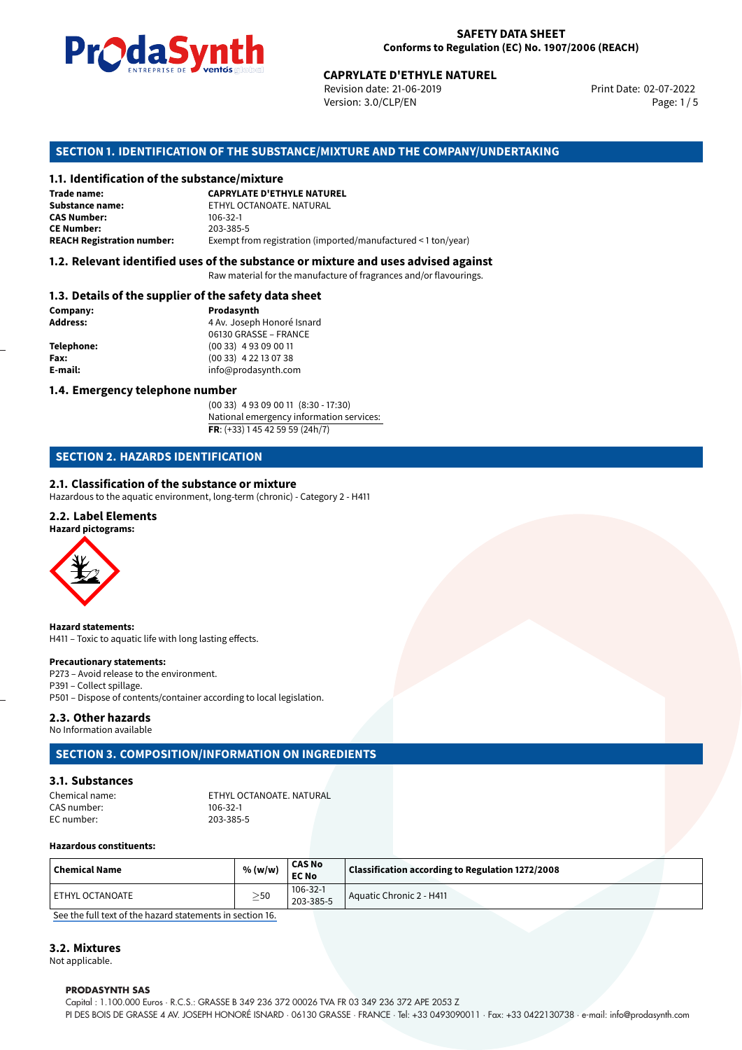# SAFETY DATA SHEET
**Conforms to Regulation (EC) No. 1907/2006 (REACH)**

**CAPRYLATE D'ETHYLE NATUREL**

Revision date: 21-06-2019
Version: 3.0/CLP/EN

Print Date: 02-07-2022

## SECTION 1. IDENTIFICATION OF THE SUBSTANCE/MIXTURE AND THE COMPANY/UNDERTAKING

### 1.1. Identification of the substance/mixture

**Trade name:** **CAPRYLATE D'ETHYLE NATUREL**
**Substance name:** ETHYL OCTANOATE. NATURAL
**CAS Number:** 106-32-1
**CE Number:** 203-385-5
**REACH Registration number:** Exempt from registration (imported/manufactured < 1 ton/year)

### 1.2. Relevant identified uses of the substance or mixture and uses advised against

Raw material for the manufacture of fragrances and/or flavourings.

### 1.3. Details of the supplier of the safety data sheet

**Company:** **Prodasynth**
**Address:** 4 Av. Joseph Honoré Isnard
06130 GRASSE – FRANCE
**Telephone:** (00 33) 4 93 09 00 11
**Fax:** (00 33) 4 22 13 07 38
**E-mail:** info@prodasynth.com

### 1.4. Emergency telephone number

(00 33) 4 93 09 00 11 (8:30 - 17:30)
National emergency information services:
**FR**: (+33) 1 45 42 59 59 (24h/7)

## SECTION 2. HAZARDS IDENTIFICATION

### 2.1. Classification of the substance or mixture

Hazardous to the aquatic environment, long-term (chronic) - Category 2 - H411

### 2.2. Label Elements

**Hazard pictograms:**

**Hazard statements:**
H411 – Toxic to aquatic life with long lasting effects.

**Precautionary statements:**
P273 – Avoid release to the environment.
P391 – Collect spillage.
P501 – Dispose of contents/container according to local legislation.

### 2.3. Other hazards

No Information available

## SECTION 3. COMPOSITION/INFORMATION ON INGREDIENTS

### 3.1. Substances

Chemical name: ETHYL OCTANOATE. NATURAL
CAS number: 106-32-1
EC number: 203-385-5

**Hazardous constituents:**

| Chemical Name | % (w/w) | CAS No EC No | Classification according to Regulation 1272/2008 |
|---|---|---|---|
| ETHYL OCTANOATE | ≥50 | 106-32-1 203-385-5 | Aquatic Chronic 2 - H411 |

See the full text of the hazard statements in section 16.

### 3.2. Mixtures

Not applicable.

**PRODASYNTH SAS**
Capital : 1.100.000 Euros · R.C.S.: GRASSE B 349 236 372 00026 TVA FR 03 349 236 372 APE 2053 Z
PI DES BOIS DE GRASSE 4 AV. JOSEPH HONORÉ ISNARD · 06130 GRASSE · FRANCE · Tel: +33 0493090011 · Fax: +33 0422130738 · e-mail: info@prodasynth.com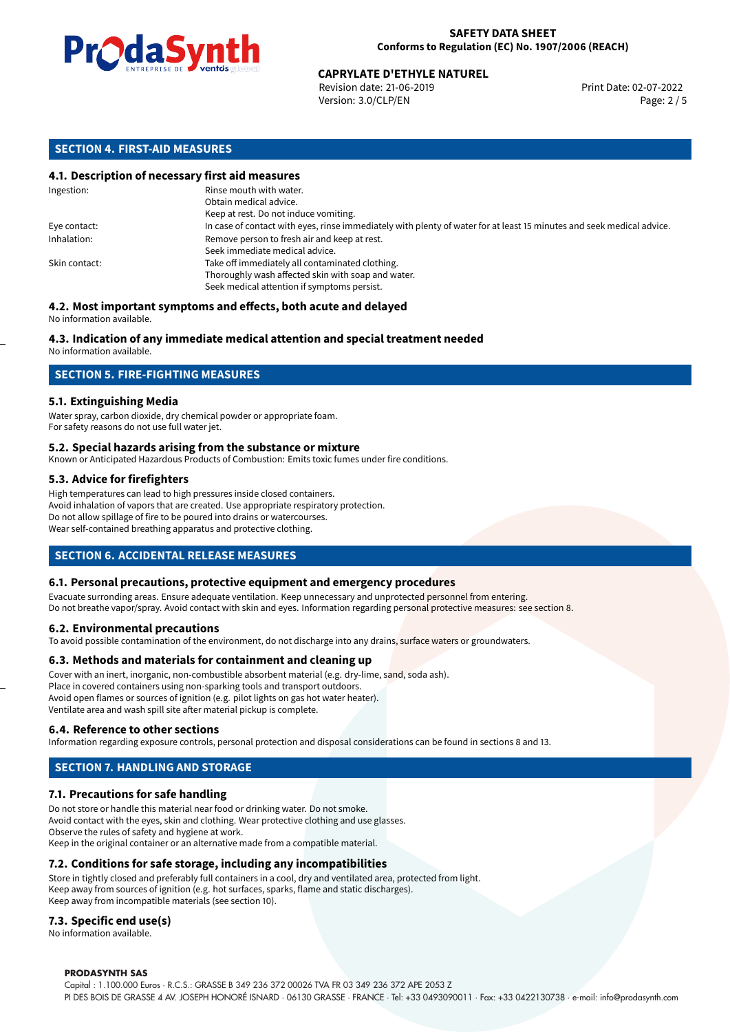## SECTION 4. FIRST-AID MEASURES

### 4.1. Description of necessary first aid measures

| | |
|---|---|
| Ingestion: | Rinse mouth with water.<br>Obtain medical advice.<br>Keep at rest. Do not induce vomiting. |
| Eye contact: | In case of contact with eyes, rinse immediately with plenty of water for at least 15 minutes and seek medical advice. |
| Inhalation: | Remove person to fresh air and keep at rest.<br>Seek immediate medical advice. |
| Skin contact: | Take off immediately all contaminated clothing.<br>Thoroughly wash affected skin with soap and water.<br>Seek medical attention if symptoms persist. |

### 4.2. Most important symptoms and effects, both acute and delayed

No information available.

### 4.3. Indication of any immediate medical attention and special treatment needed

No information available.

## SECTION 5. FIRE-FIGHTING MEASURES

### 5.1. Extinguishing Media

Water spray, carbon dioxide, dry chemical powder or appropriate foam.
For safety reasons do not use full water jet.

### 5.2. Special hazards arising from the substance or mixture

Known or Anticipated Hazardous Products of Combustion: Emits toxic fumes under fire conditions.

### 5.3. Advice for firefighters

High temperatures can lead to high pressures inside closed containers.
Avoid inhalation of vapors that are created. Use appropriate respiratory protection.
Do not allow spillage of fire to be poured into drains or watercourses.
Wear self-contained breathing apparatus and protective clothing.

## SECTION 6. ACCIDENTAL RELEASE MEASURES

### 6.1. Personal precautions, protective equipment and emergency procedures

Evacuate surronding areas. Ensure adequate ventilation. Keep unnecessary and unprotected personnel from entering.
Do not breathe vapor/spray. Avoid contact with skin and eyes. Information regarding personal protective measures: see section 8.

### 6.2. Environmental precautions

To avoid possible contamination of the environment, do not discharge into any drains, surface waters or groundwaters.

### 6.3. Methods and materials for containment and cleaning up

Cover with an inert, inorganic, non-combustible absorbent material (e.g. dry-lime, sand, soda ash).
Place in covered containers using non-sparking tools and transport outdoors.
Avoid open flames or sources of ignition (e.g. pilot lights on gas hot water heater).
Ventilate area and wash spill site after material pickup is complete.

### 6.4. Reference to other sections

Information regarding exposure controls, personal protection and disposal considerations can be found in sections 8 and 13.

## SECTION 7. HANDLING AND STORAGE

### 7.1. Precautions for safe handling

Do not store or handle this material near food or drinking water. Do not smoke.
Avoid contact with the eyes, skin and clothing. Wear protective clothing and use glasses.
Observe the rules of safety and hygiene at work.
Keep in the original container or an alternative made from a compatible material.

### 7.2. Conditions for safe storage, including any incompatibilities

Store in tightly closed and preferably full containers in a cool, dry and ventilated area, protected from light.
Keep away from sources of ignition (e.g. hot surfaces, sparks, flame and static discharges).
Keep away from incompatible materials (see section 10).

### 7.3. Specific end use(s)

No information available.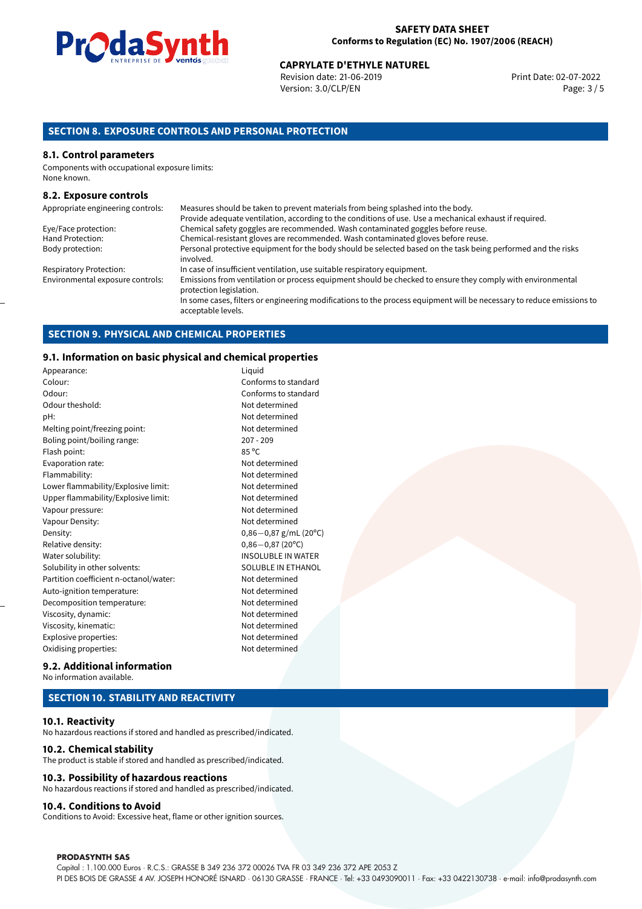## SECTION 8. EXPOSURE CONTROLS AND PERSONAL PROTECTION

### 8.1. Control parameters

Components with occupational exposure limits:
None known.

### 8.2. Exposure controls

| | |
|---|---|
| Appropriate engineering controls: | Measures should be taken to prevent materials from being splashed into the body. Provide adequate ventilation, according to the conditions of use. Use a mechanical exhaust if required. |
| Eye/Face protection: | Chemical safety goggles are recommended. Wash contaminated goggles before reuse. |
| Hand Protection: | Chemical-resistant gloves are recommended. Wash contaminated gloves before reuse. |
| Body protection: | Personal protective equipment for the body should be selected based on the task being performed and the risks involved. |
| Respiratory Protection: | In case of insufficient ventilation, use suitable respiratory equipment. |
| Environmental exposure controls: | Emissions from ventilation or process equipment should be checked to ensure they comply with environmental protection legislation. In some cases, filters or engineering modifications to the process equipment will be necessary to reduce emissions to acceptable levels. |

## SECTION 9. PHYSICAL AND CHEMICAL PROPERTIES

### 9.1. Information on basic physical and chemical properties

| | |
|---|---|
| Appearance: | Liquid |
| Colour: | Conforms to standard |
| Odour: | Conforms to standard |
| Odour theshold: | Not determined |
| pH: | Not determined |
| Melting point/freezing point: | Not determined |
| Boling point/boiling range: | 207 - 209 |
| Flash point: | 85 °C |
| Evaporation rate: | Not determined |
| Flammability: | Not determined |
| Lower flammability/Explosive limit: | Not determined |
| Upper flammability/Explosive limit: | Not determined |
| Vapour pressure: | Not determined |
| Vapour Density: | Not determined |
| Density: | 0,86−0,87 g/mL (20°C) |
| Relative density: | 0,86−0,87 (20°C) |
| Water solubility: | INSOLUBLE IN WATER |
| Solubility in other solvents: | SOLUBLE IN ETHANOL |
| Partition coefficient n-octanol/water: | Not determined |
| Auto-ignition temperature: | Not determined |
| Decomposition temperature: | Not determined |
| Viscosity, dynamic: | Not determined |
| Viscosity, kinematic: | Not determined |
| Explosive properties: | Not determined |
| Oxidising properties: | Not determined |

### 9.2. Additional information

No information available.

## SECTION 10. STABILITY AND REACTIVITY

### 10.1. Reactivity

No hazardous reactions if stored and handled as prescribed/indicated.

### 10.2. Chemical stability

The product is stable if stored and handled as prescribed/indicated.

### 10.3. Possibility of hazardous reactions

No hazardous reactions if stored and handled as prescribed/indicated.

### 10.4. Conditions to Avoid

Conditions to Avoid: Excessive heat, flame or other ignition sources.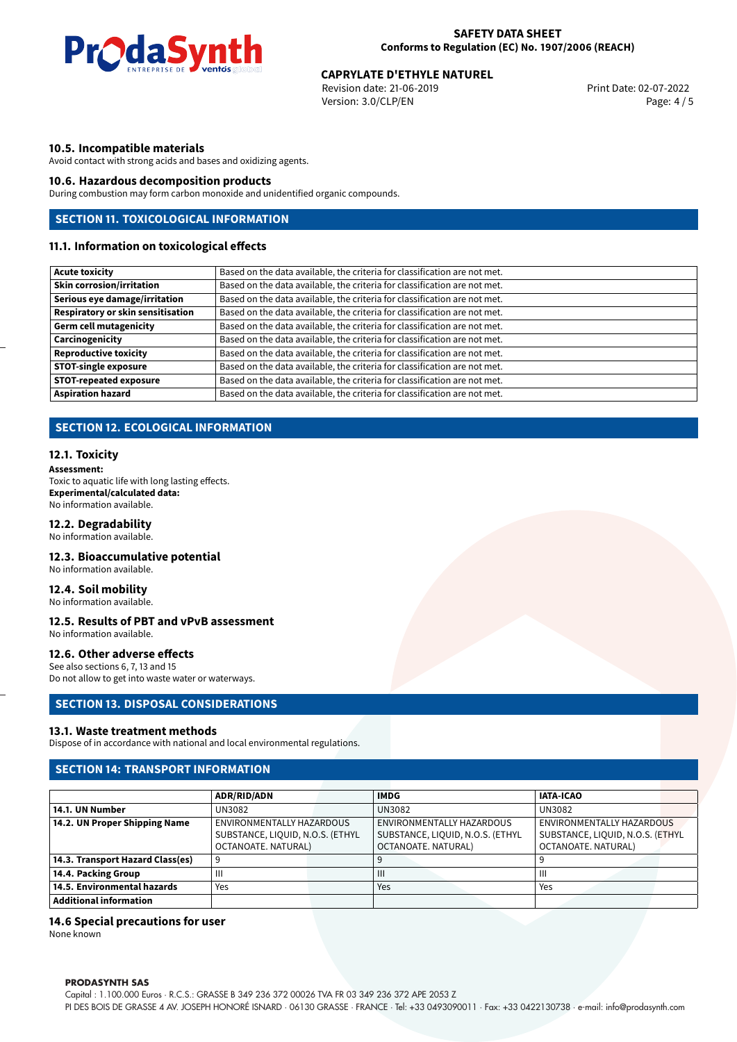### 10.5. Incompatible materials

Avoid contact with strong acids and bases and oxidizing agents.

### 10.6. Hazardous decomposition products

During combustion may form carbon monoxide and unidentified organic compounds.

## SECTION 11. TOXICOLOGICAL INFORMATION

### 11.1. Information on toxicological effects

| | |
|---|---|
| **Acute toxicity** | Based on the data available, the criteria for classification are not met. |
| **Skin corrosion/irritation** | Based on the data available, the criteria for classification are not met. |
| **Serious eye damage/irritation** | Based on the data available, the criteria for classification are not met. |
| **Respiratory or skin sensitisation** | Based on the data available, the criteria for classification are not met. |
| **Germ cell mutagenicity** | Based on the data available, the criteria for classification are not met. |
| **Carcinogenicity** | Based on the data available, the criteria for classification are not met. |
| **Reproductive toxicity** | Based on the data available, the criteria for classification are not met. |
| **STOT-single exposure** | Based on the data available, the criteria for classification are not met. |
| **STOT-repeated exposure** | Based on the data available, the criteria for classification are not met. |
| **Aspiration hazard** | Based on the data available, the criteria for classification are not met. |

## SECTION 12. ECOLOGICAL INFORMATION

### 12.1. Toxicity

**Assessment:**
Toxic to aquatic life with long lasting effects.
**Experimental/calculated data:**
No information available.

### 12.2. Degradability

No information available.

### 12.3. Bioaccumulative potential

No information available.

### 12.4. Soil mobility

No information available.

### 12.5. Results of PBT and vPvB assessment

No information available.

### 12.6. Other adverse effects

See also sections 6, 7, 13 and 15
Do not allow to get into waste water or waterways.

## SECTION 13. DISPOSAL CONSIDERATIONS

### 13.1. Waste treatment methods

Dispose of in accordance with national and local environmental regulations.

## SECTION 14: TRANSPORT INFORMATION

| | ADR/RID/ADN | IMDG | IATA-ICAO |
|---|---|---|---|
| **14.1. UN Number** | UN3082 | UN3082 | UN3082 |
| **14.2. UN Proper Shipping Name** | ENVIRONMENTALLY HAZARDOUS SUBSTANCE, LIQUID, N.O.S. (ETHYL OCTANOATE. NATURAL) | ENVIRONMENTALLY HAZARDOUS SUBSTANCE, LIQUID, N.O.S. (ETHYL OCTANOATE. NATURAL) | ENVIRONMENTALLY HAZARDOUS SUBSTANCE, LIQUID, N.O.S. (ETHYL OCTANOATE. NATURAL) |
| **14.3. Transport Hazard Class(es)** | 9 | 9 | 9 |
| **14.4. Packing Group** | III | III | III |
| **14.5. Environmental hazards** | Yes | Yes | Yes |
| **Additional information** | | | |

### 14.6 Special precautions for user

None known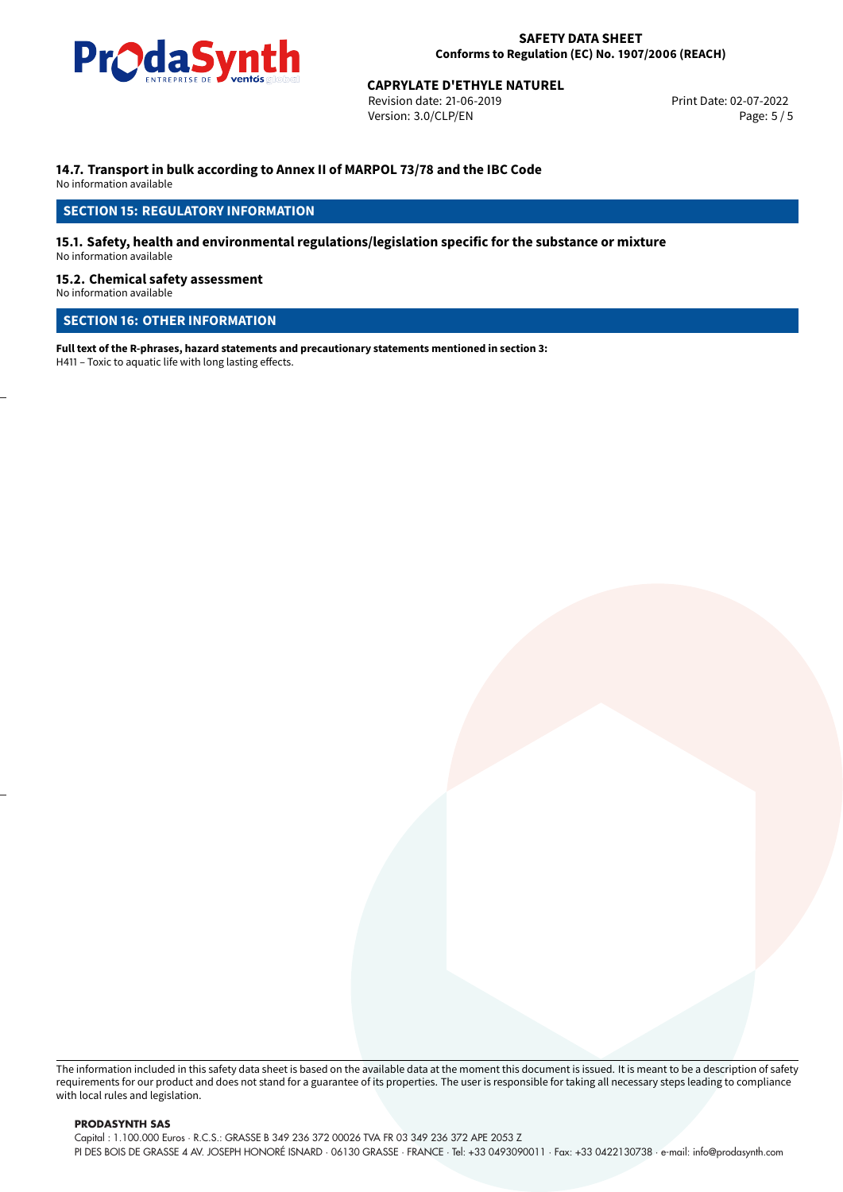### 14.7. Transport in bulk according to Annex II of MARPOL 73/78 and the IBC Code

No information available

## SECTION 15: REGULATORY INFORMATION

### 15.1. Safety, health and environmental regulations/legislation specific for the substance or mixture

No information available

### 15.2. Chemical safety assessment

No information available

## SECTION 16: OTHER INFORMATION

**Full text of the R-phrases, hazard statements and precautionary statements mentioned in section 3:**

H411 – Toxic to aquatic life with long lasting effects.

The information included in this safety data sheet is based on the available data at the moment this document is issued. It is meant to be a description of safety requirements for our product and does not stand for a guarantee of its properties. The user is responsible for taking all necessary steps leading to compliance with local rules and legislation.

**PRODASYNTH SAS**

Capital : 1.100.000 Euros · R.C.S.: GRASSE B 349 236 372 00026 TVA FR 03 349 236 372 APE 2053 Z

PI DES BOIS DE GRASSE 4 AV. JOSEPH HONORÉ ISNARD · 06130 GRASSE · FRANCE · Tel: +33 0493090011 · Fax: +33 0422130738 · e-mail: info@prodasynth.com